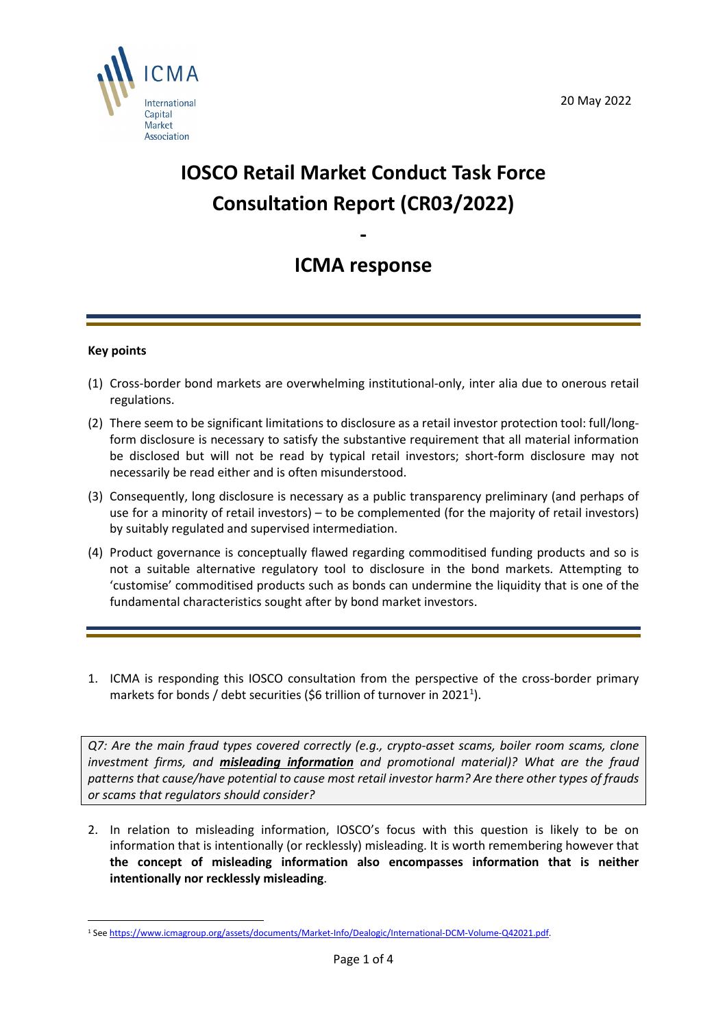20 May 2022

# IOSCO Retail Market Conduct Task Force Consultation Report (CR03/2022)

-

# ICMA response

**Key points**

(1) Cross-border bond markets are overwhelming institutional-only, inter alia due to onerous retail regulations.

(2) There seem to be significant limitations to disclosure as a retail investor protection tool: full/long-form disclosure is necessary to satisfy the substantive requirement that all material information be disclosed but will not be read by typical retail investors; short-form disclosure may not necessarily be read either and is often misunderstood.

(3) Consequently, long disclosure is necessary as a public transparency preliminary (and perhaps of use for a minority of retail investors) – to be complemented (for the majority of retail investors) by suitably regulated and supervised intermediation.

(4) Product governance is conceptually flawed regarding commoditised funding products and so is not a suitable alternative regulatory tool to disclosure in the bond markets. Attempting to 'customise' commoditised products such as bonds can undermine the liquidity that is one of the fundamental characteristics sought after by bond market investors.

1. ICMA is responding this IOSCO consultation from the perspective of the cross-border primary markets for bonds / debt securities ($6 trillion of turnover in 2021[1]).

*Q7: Are the main fraud types covered correctly (e.g., crypto-asset scams, boiler room scams, clone investment firms, and* ***misleading information*** *and promotional material)? What are the fraud patterns that cause/have potential to cause most retail investor harm? Are there other types of frauds or scams that regulators should consider?*

2. In relation to misleading information, IOSCO's focus with this question is likely to be on information that is intentionally (or recklessly) misleading. It is worth remembering however that **the concept of misleading information also encompasses information that is neither intentionally nor recklessly misleading**.

[1] See https://www.icmagroup.org/assets/documents/Market-Info/Dealogic/International-DCM-Volume-Q42021.pdf.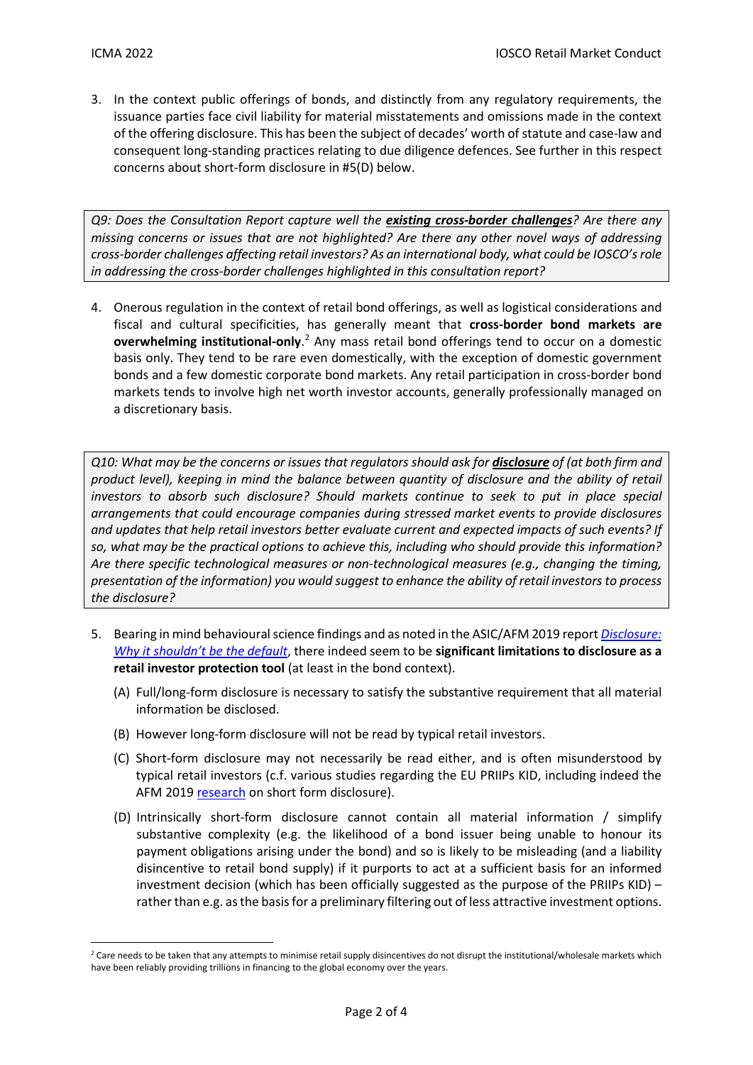3. In the context public offerings of bonds, and distinctly from any regulatory requirements, the issuance parties face civil liability for material misstatements and omissions made in the context of the offering disclosure. This has been the subject of decades' worth of statute and case-law and consequent long-standing practices relating to due diligence defences. See further in this respect concerns about short-form disclosure in #5(D) below.

*Q9: Does the Consultation Report capture well the **existing cross-border challenges**? Are there any missing concerns or issues that are not highlighted? Are there any other novel ways of addressing cross-border challenges affecting retail investors? As an international body, what could be IOSCO's role in addressing the cross-border challenges highlighted in this consultation report?*

4. Onerous regulation in the context of retail bond offerings, as well as logistical considerations and fiscal and cultural specificities, has generally meant that **cross-border bond markets are overwhelming institutional-only**.[2] Any mass retail bond offerings tend to occur on a domestic basis only. They tend to be rare even domestically, with the exception of domestic government bonds and a few domestic corporate bond markets. Any retail participation in cross-border bond markets tends to involve high net worth investor accounts, generally professionally managed on a discretionary basis.

*Q10: What may be the concerns or issues that regulators should ask for **disclosure** of (at both firm and product level), keeping in mind the balance between quantity of disclosure and the ability of retail investors to absorb such disclosure? Should markets continue to seek to put in place special arrangements that could encourage companies during stressed market events to provide disclosures and updates that help retail investors better evaluate current and expected impacts of such events? If so, what may be the practical options to achieve this, including who should provide this information? Are there specific technological measures or non-technological measures (e.g., changing the timing, presentation of the information) you would suggest to enhance the ability of retail investors to process the disclosure?*

5. Bearing in mind behavioural science findings and as noted in the ASIC/AFM 2019 report *Disclosure: Why it shouldn't be the default*, there indeed seem to be **significant limitations to disclosure as a retail investor protection tool** (at least in the bond context).
   (A) Full/long-form disclosure is necessary to satisfy the substantive requirement that all material information be disclosed.
   (B) However long-form disclosure will not be read by typical retail investors.
   (C) Short-form disclosure may not necessarily be read either, and is often misunderstood by typical retail investors (c.f. various studies regarding the EU PRIIPs KID, including indeed the AFM 2019 research on short form disclosure).
   (D) Intrinsically short-form disclosure cannot contain all material information / simplify substantive complexity (e.g. the likelihood of a bond issuer being unable to honour its payment obligations arising under the bond) and so is likely to be misleading (and a liability disincentive to retail bond supply) if it purports to act at a sufficient basis for an informed investment decision (which has been officially suggested as the purpose of the PRIIPs KID) – rather than e.g. as the basis for a preliminary filtering out of less attractive investment options.

[2] Care needs to be taken that any attempts to minimise retail supply disincentives do not disrupt the institutional/wholesale markets which have been reliably providing trillions in financing to the global economy over the years.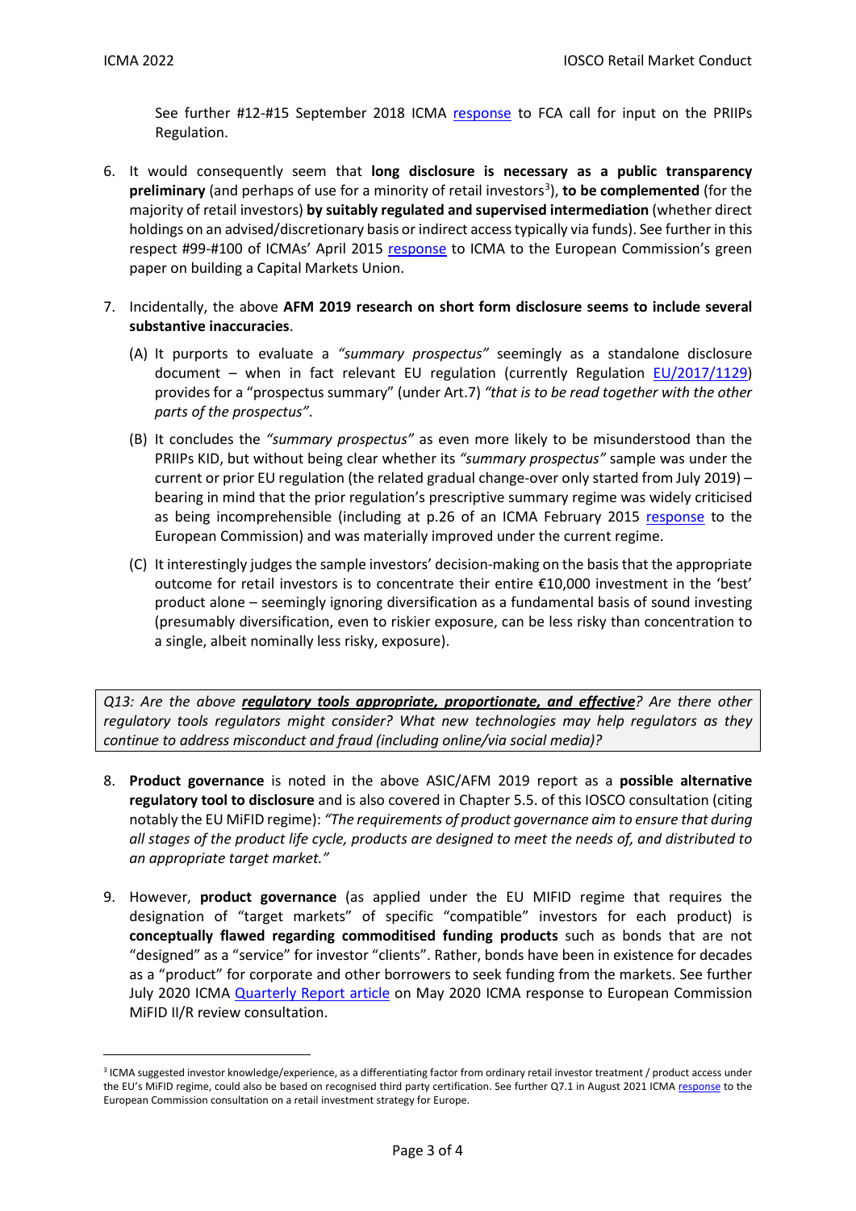See further #12-#15 September 2018 ICMA response to FCA call for input on the PRIIPs Regulation.

6. It would consequently seem that **long disclosure is necessary as a public transparency preliminary** (and perhaps of use for a minority of retail investors[3]), **to be complemented** (for the majority of retail investors) **by suitably regulated and supervised intermediation** (whether direct holdings on an advised/discretionary basis or indirect access typically via funds). See further in this respect #99-#100 of ICMAs' April 2015 response to ICMA to the European Commission's green paper on building a Capital Markets Union.

7. Incidentally, the above **AFM 2019 research on short form disclosure seems to include several substantive inaccuracies**.

   (A) It purports to evaluate a *"summary prospectus"* seemingly as a standalone disclosure document – when in fact relevant EU regulation (currently Regulation EU/2017/1129) provides for a "prospectus summary" (under Art.7) *"that is to be read together with the other parts of the prospectus"*.

   (B) It concludes the *"summary prospectus"* as even more likely to be misunderstood than the PRIIPs KID, but without being clear whether its *"summary prospectus"* sample was under the current or prior EU regulation (the related gradual change-over only started from July 2019) – bearing in mind that the prior regulation's prescriptive summary regime was widely criticised as being incomprehensible (including at p.26 of an ICMA February 2015 response to the European Commission) and was materially improved under the current regime.

   (C) It interestingly judges the sample investors' decision-making on the basis that the appropriate outcome for retail investors is to concentrate their entire €10,000 investment in the 'best' product alone – seemingly ignoring diversification as a fundamental basis of sound investing (presumably diversification, even to riskier exposure, can be less risky than concentration to a single, albeit nominally less risky, exposure).

*Q13: Are the above* ***regulatory tools appropriate, proportionate, and effective****? Are there other regulatory tools regulators might consider? What new technologies may help regulators as they continue to address misconduct and fraud (including online/via social media)?*

8. **Product governance** is noted in the above ASIC/AFM 2019 report as a **possible alternative regulatory tool to disclosure** and is also covered in Chapter 5.5. of this IOSCO consultation (citing notably the EU MiFID regime): *"The requirements of product governance aim to ensure that during all stages of the product life cycle, products are designed to meet the needs of, and distributed to an appropriate target market."*

9. However, **product governance** (as applied under the EU MIFID regime that requires the designation of "target markets" of specific "compatible" investors for each product) is **conceptually flawed regarding commoditised funding products** such as bonds that are not "designed" as a "service" for investor "clients". Rather, bonds have been in existence for decades as a "product" for corporate and other borrowers to seek funding from the markets. See further July 2020 ICMA Quarterly Report article on May 2020 ICMA response to European Commission MiFID II/R review consultation.

[3] ICMA suggested investor knowledge/experience, as a differentiating factor from ordinary retail investor treatment / product access under the EU's MiFID regime, could also be based on recognised third party certification. See further Q7.1 in August 2021 ICMA response to the European Commission consultation on a retail investment strategy for Europe.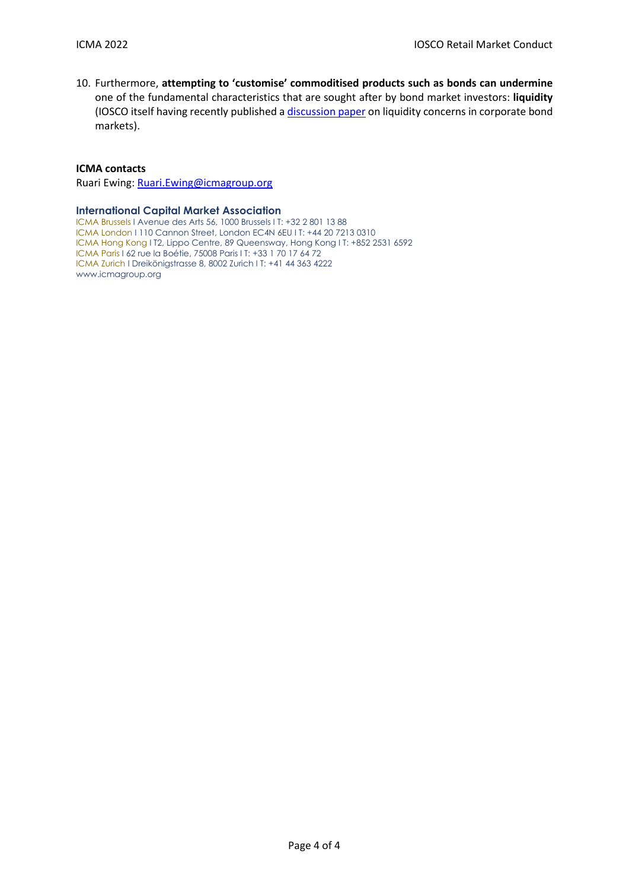10. Furthermore, **attempting to 'customise' commoditised products such as bonds can undermine** one of the fundamental characteristics that are sought after by bond market investors: **liquidity** (IOSCO itself having recently published a discussion paper on liquidity concerns in corporate bond markets).

**ICMA contacts**

Ruari Ewing: Ruari.Ewing@icmagroup.org

**International Capital Market Association**

ICMA Brussels I Avenue des Arts 56, 1000 Brussels I T: +32 2 801 13 88

ICMA London I 110 Cannon Street, London EC4N 6EU I T: +44 20 7213 0310

ICMA Hong Kong I T2, Lippo Centre, 89 Queensway, Hong Kong I T: +852 2531 6592

ICMA Paris I 62 rue la Boétie, 75008 Paris I T: +33 1 70 17 64 72

ICMA Zurich I Dreikönigstrasse 8, 8002 Zurich I T: +41 44 363 4222

www.icmagroup.org